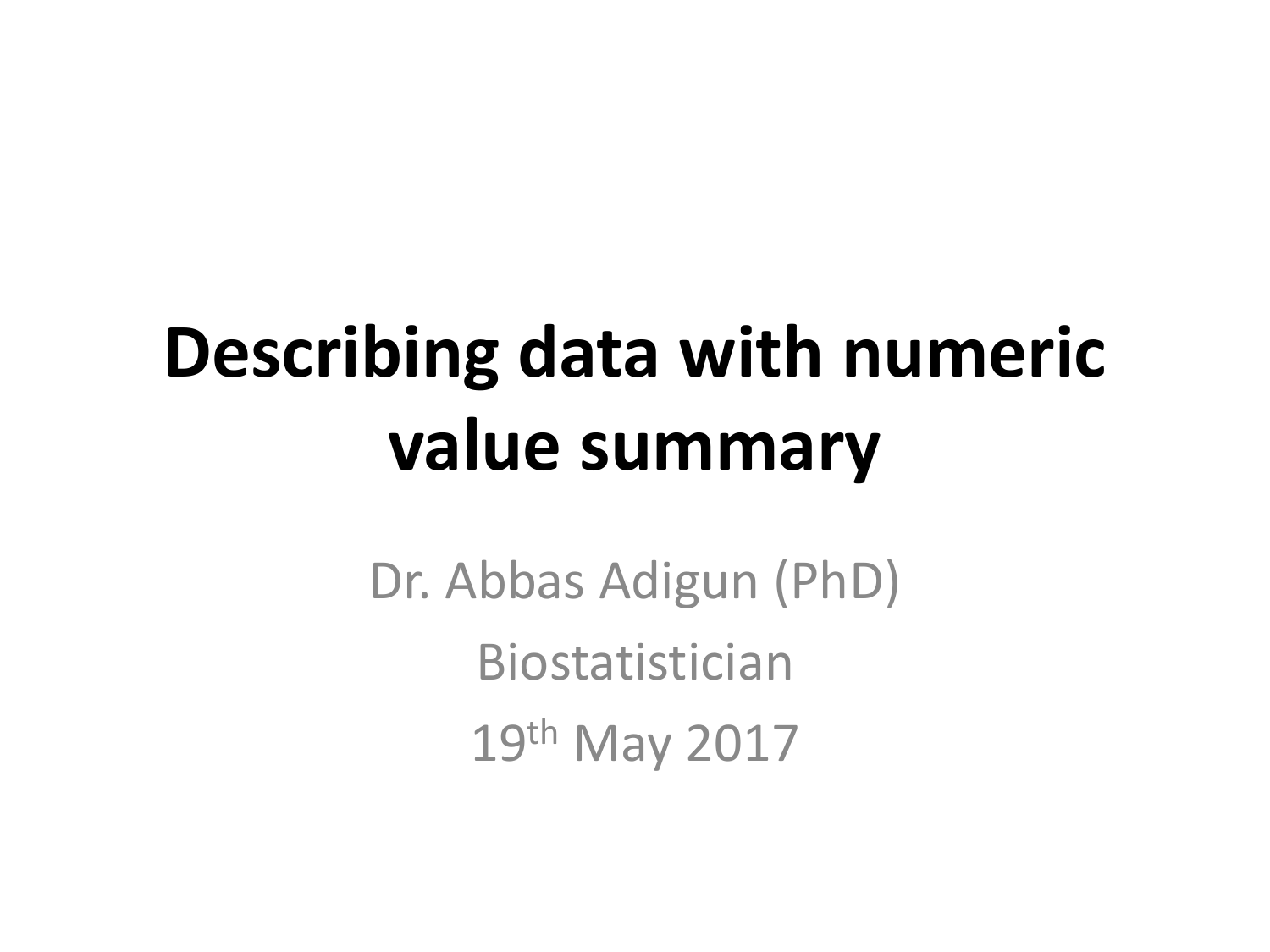# Describing data with numeric value summary

Dr. Abbas Adigun (PhD)

Biostatistician

19th May 2017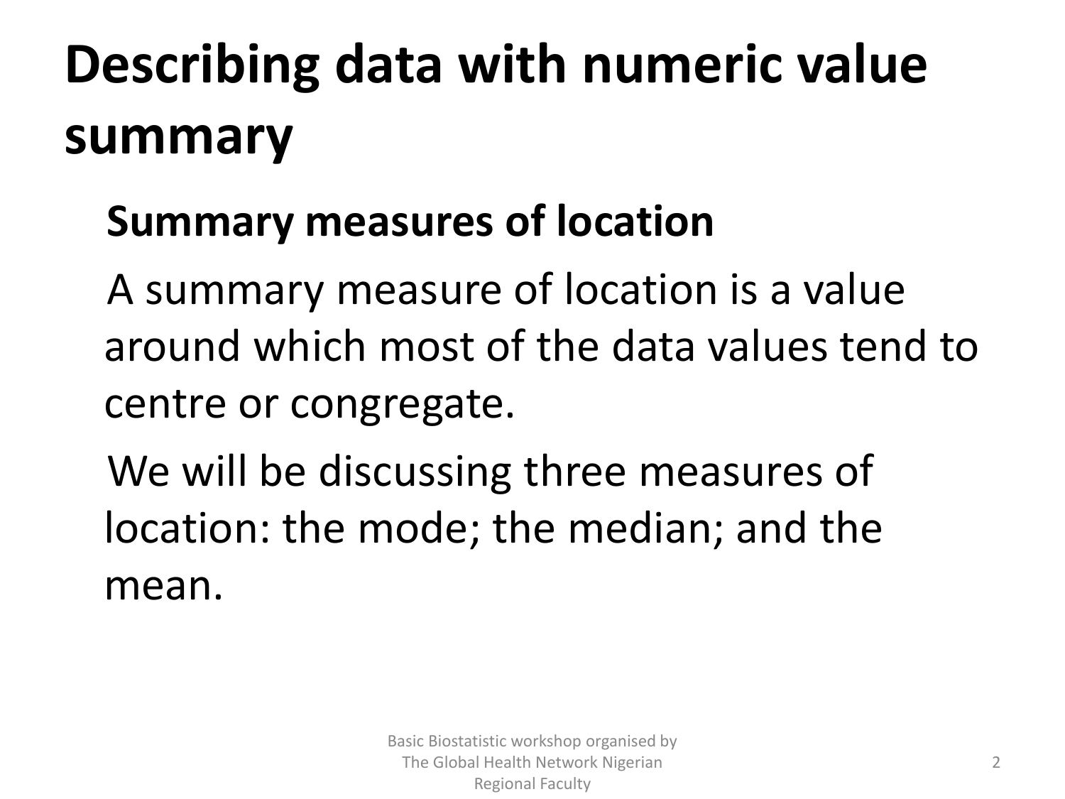# Describing data with numeric value summary

## Summary measures of location

A summary measure of location is a value around which most of the data values tend to centre or congregate.

We will be discussing three measures of location: the mode; the median; and the mean.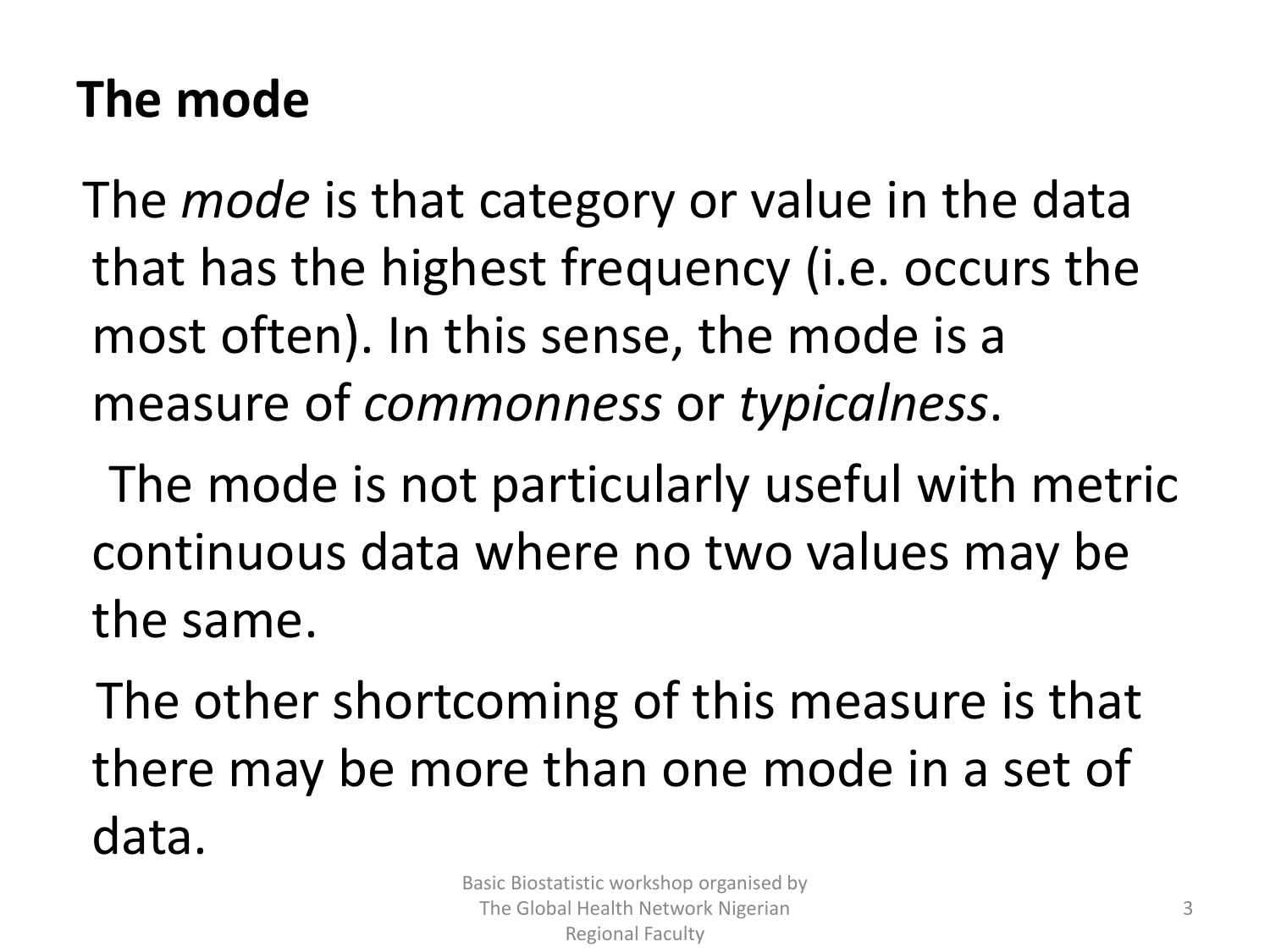# The mode

The *mode* is that category or value in the data that has the highest frequency (i.e. occurs the most often). In this sense, the mode is a measure of *commonness* or *typicalness*.

The mode is not particularly useful with metric continuous data where no two values may be the same.

The other shortcoming of this measure is that there may be more than one mode in a set of data.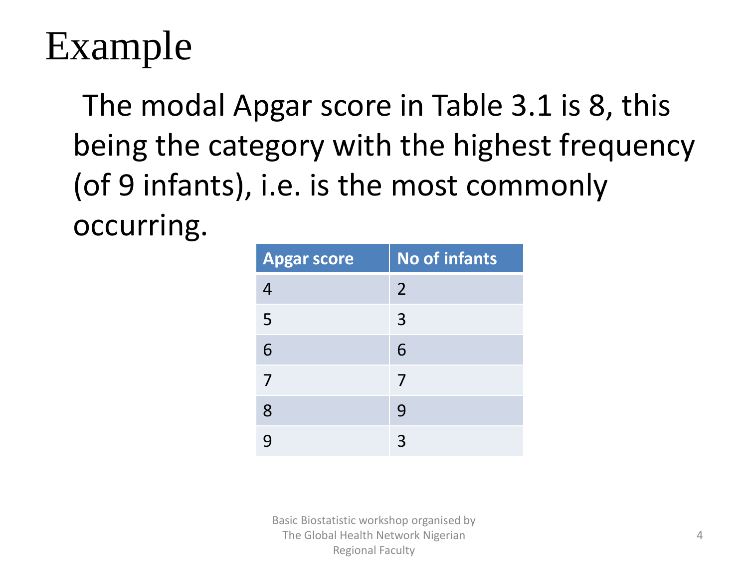# Example

The modal Apgar score in Table 3.1 is 8, this being the category with the highest frequency (of 9 infants), i.e. is the most commonly occurring.

| Apgar score | No of infants |
|---|---|
| 4 | 2 |
| 5 | 3 |
| 6 | 6 |
| 7 | 7 |
| 8 | 9 |
| 9 | 3 |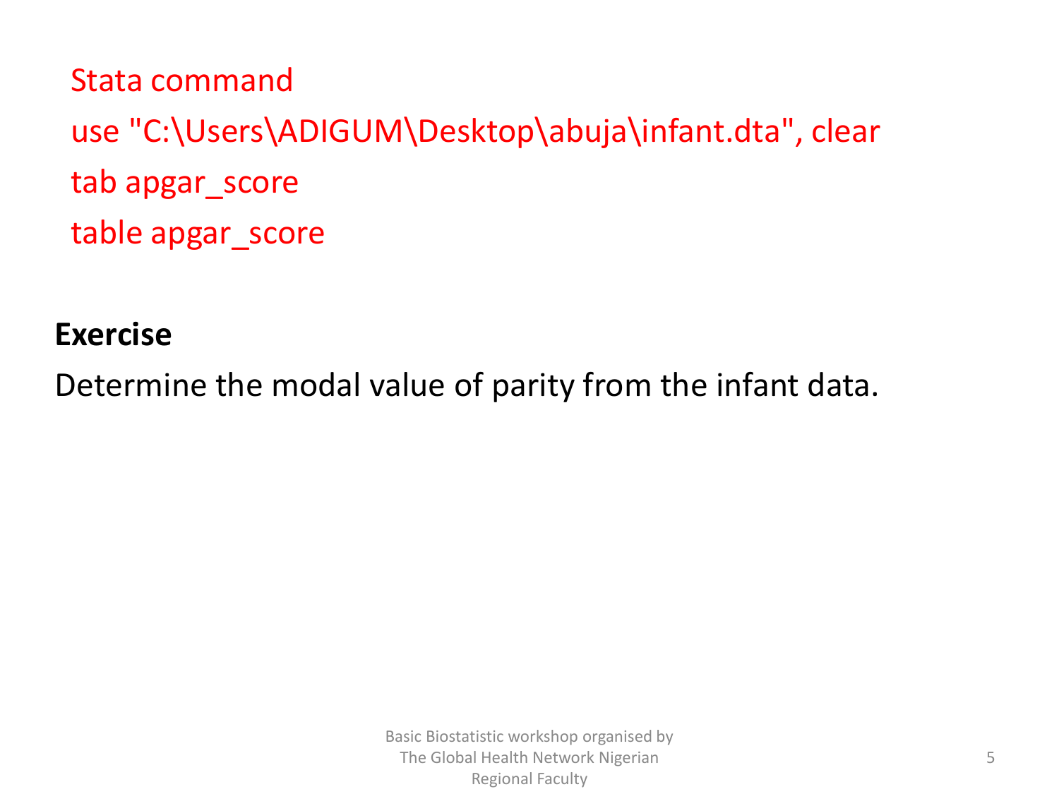Stata command

```
use "C:\Users\ADIGUM\Desktop\abuja\infant.dta", clear
tab apgar_score
table apgar_score
```

**Exercise**

Determine the modal value of parity from the infant data.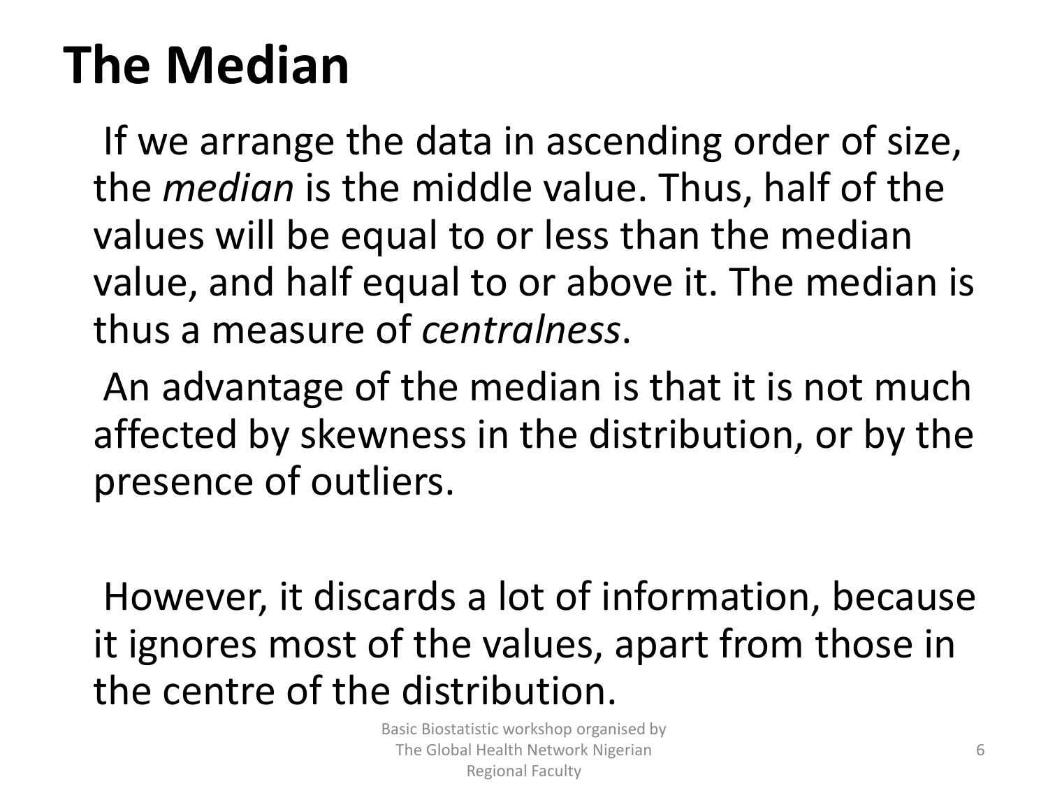# The Median

If we arrange the data in ascending order of size, the *median* is the middle value. Thus, half of the values will be equal to or less than the median value, and half equal to or above it. The median is thus a measure of *centralness*.

An advantage of the median is that it is not much affected by skewness in the distribution, or by the presence of outliers.

However, it discards a lot of information, because it ignores most of the values, apart from those in the centre of the distribution.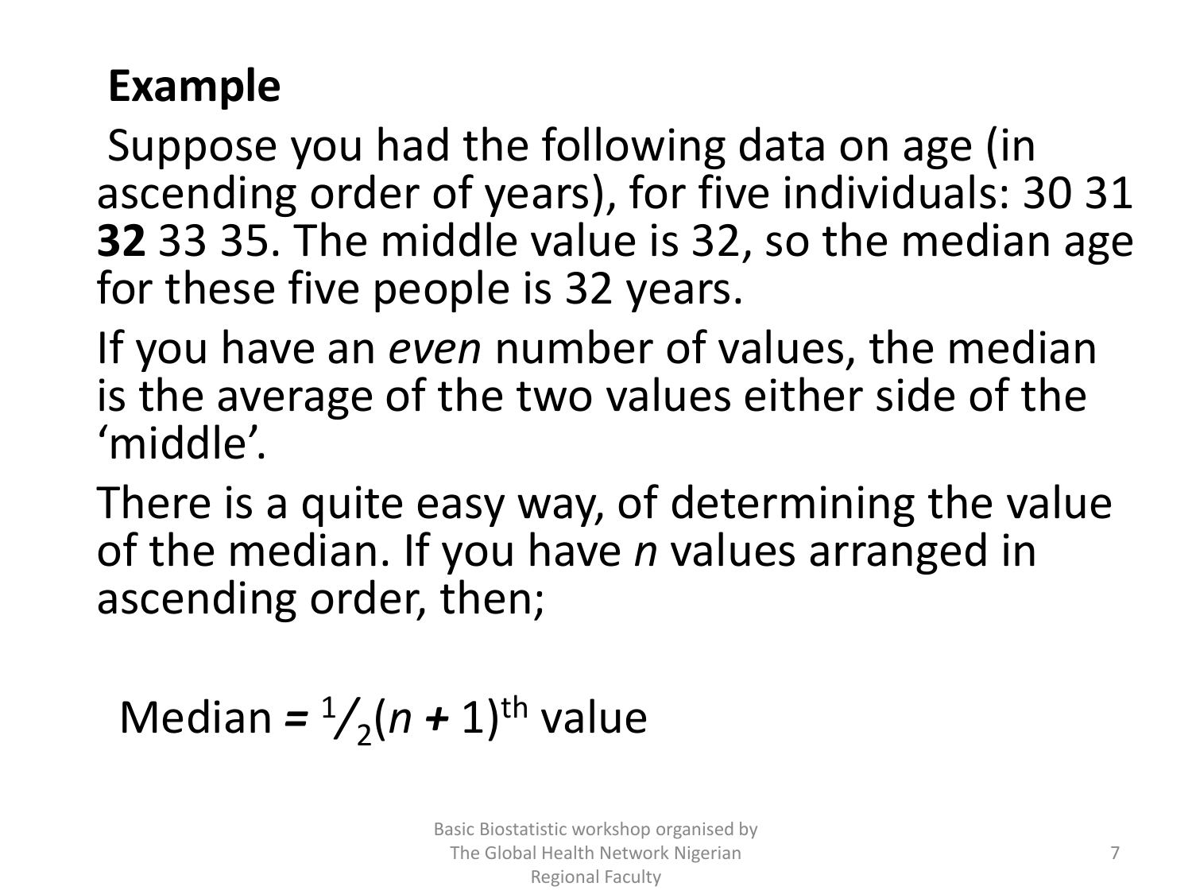**Example**

Suppose you had the following data on age (in ascending order of years), for five individuals: 30 31 **32** 33 35. The middle value is 32, so the median age for these five people is 32 years.

If you have an *even* number of values, the median is the average of the two values either side of the 'middle'.

There is a quite easy way, of determining the value of the median. If you have *n* values arranged in ascending order, then;

$$\text{Median} = \tfrac{1}{2}(n + 1)^{\text{th}} \text{ value}$$

Basic Biostatistic workshop organised by The Global Health Network Nigerian Regional Faculty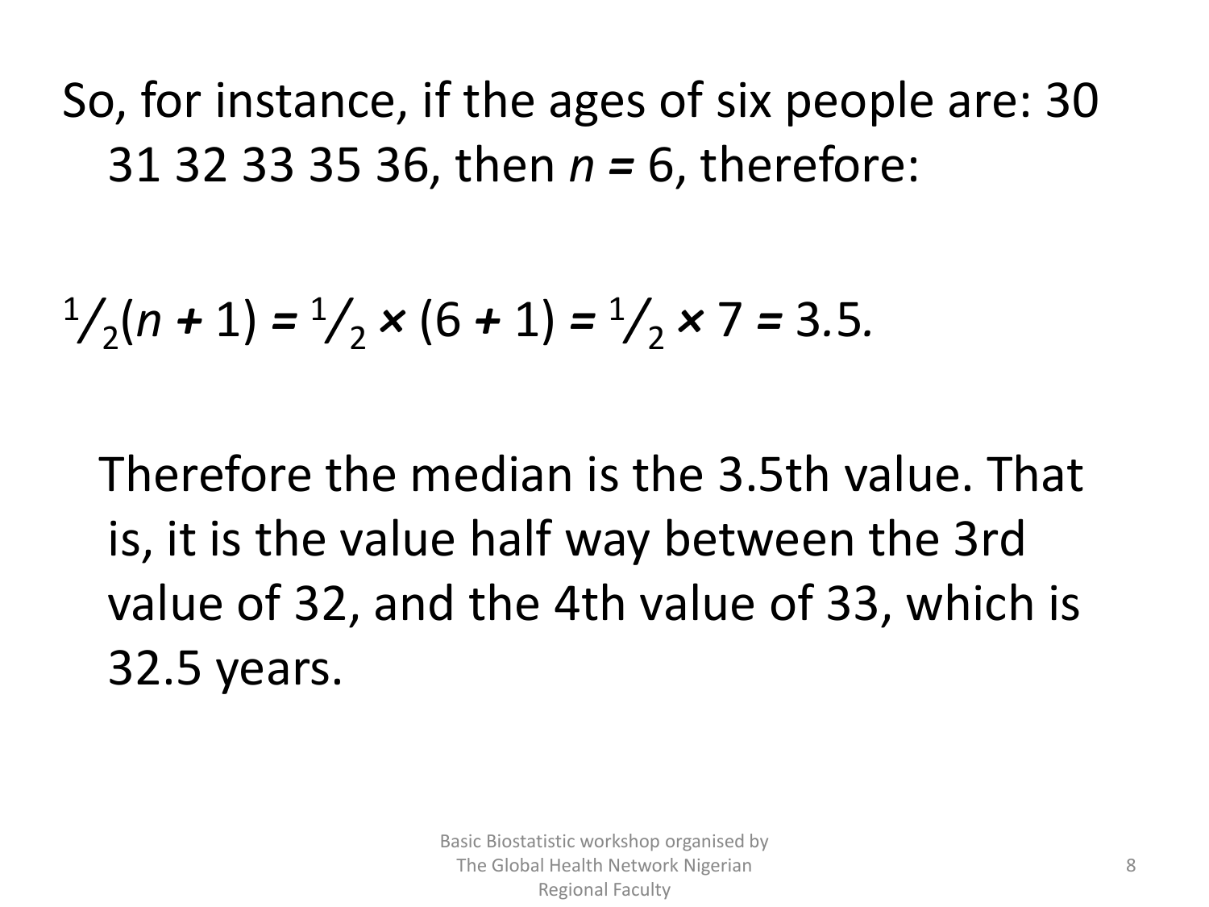So, for instance, if the ages of six people are: 30 31 32 33 35 36, then $n = 6$, therefore:

$$\frac{1}{2}(n + 1) = \frac{1}{2} \times (6 + 1) = \frac{1}{2} \times 7 = 3.5.$$

Therefore the median is the 3.5th value. That is, it is the value half way between the 3rd value of 32, and the 4th value of 33, which is 32.5 years.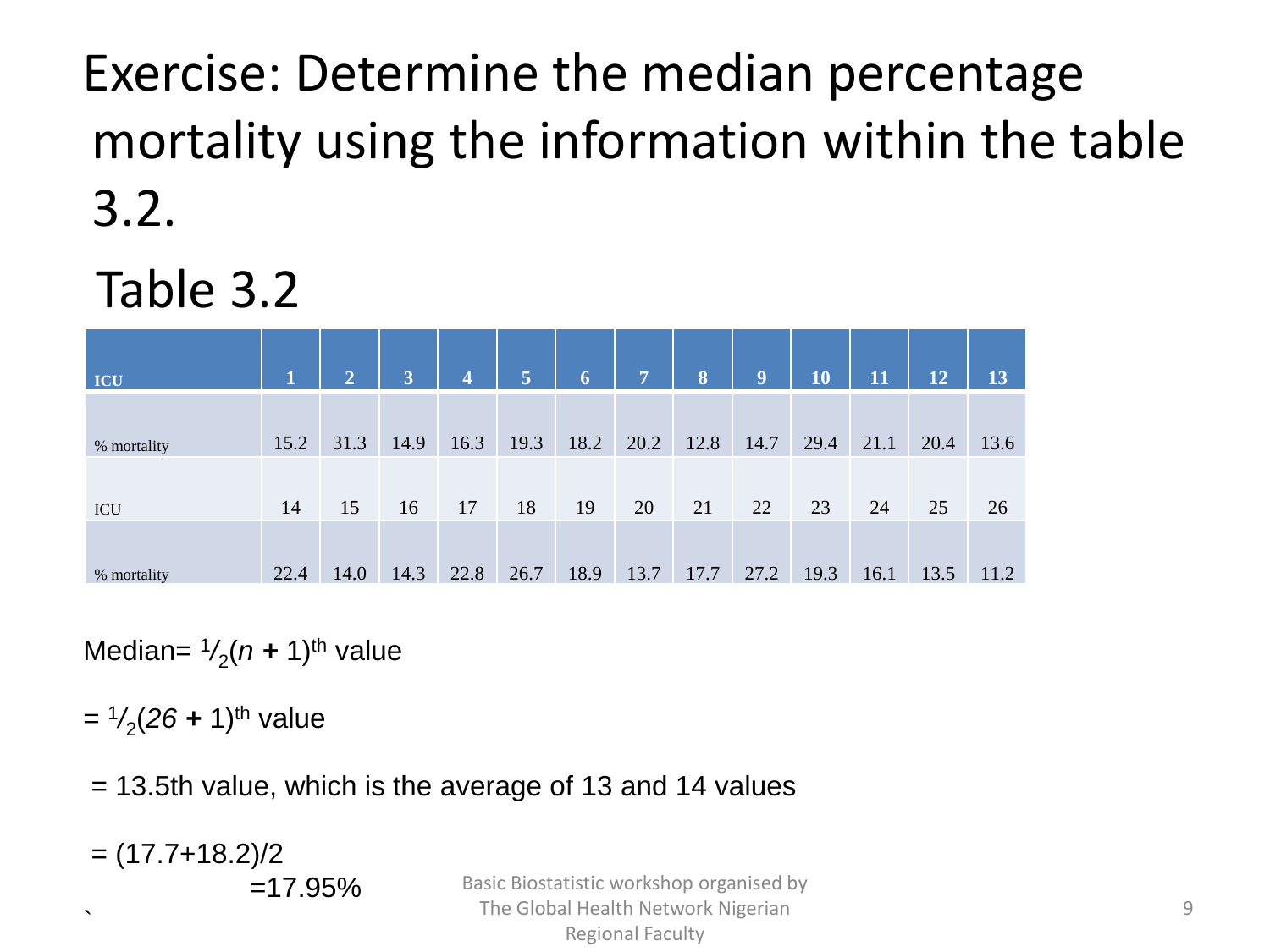# Exercise: Determine the median percentage mortality using the information within the table 3.2.

## Table 3.2

| ICU | 1 | 2 | 3 | 4 | 5 | 6 | 7 | 8 | 9 | 10 | 11 | 12 | 13 |
|---|---|---|---|---|---|---|---|---|---|---|---|---|---|
| % mortality | 15.2 | 31.3 | 14.9 | 16.3 | 19.3 | 18.2 | 20.2 | 12.8 | 14.7 | 29.4 | 21.1 | 20.4 | 13.6 |
| ICU | 14 | 15 | 16 | 17 | 18 | 19 | 20 | 21 | 22 | 23 | 24 | 25 | 26 |
| % mortality | 22.4 | 14.0 | 14.3 | 22.8 | 26.7 | 18.9 | 13.7 | 17.7 | 27.2 | 19.3 | 16.1 | 13.5 | 11.2 |

Median= $\frac{1}{2}(n + 1)^{th}$ value

= $\frac{1}{2}(26 + 1)^{th}$ value

= 13.5th value, which is the average of 13 and 14 values

= (17.7+18.2)/2

=17.95%

Basic Biostatistic workshop organised by The Global Health Network Nigerian Regional Faculty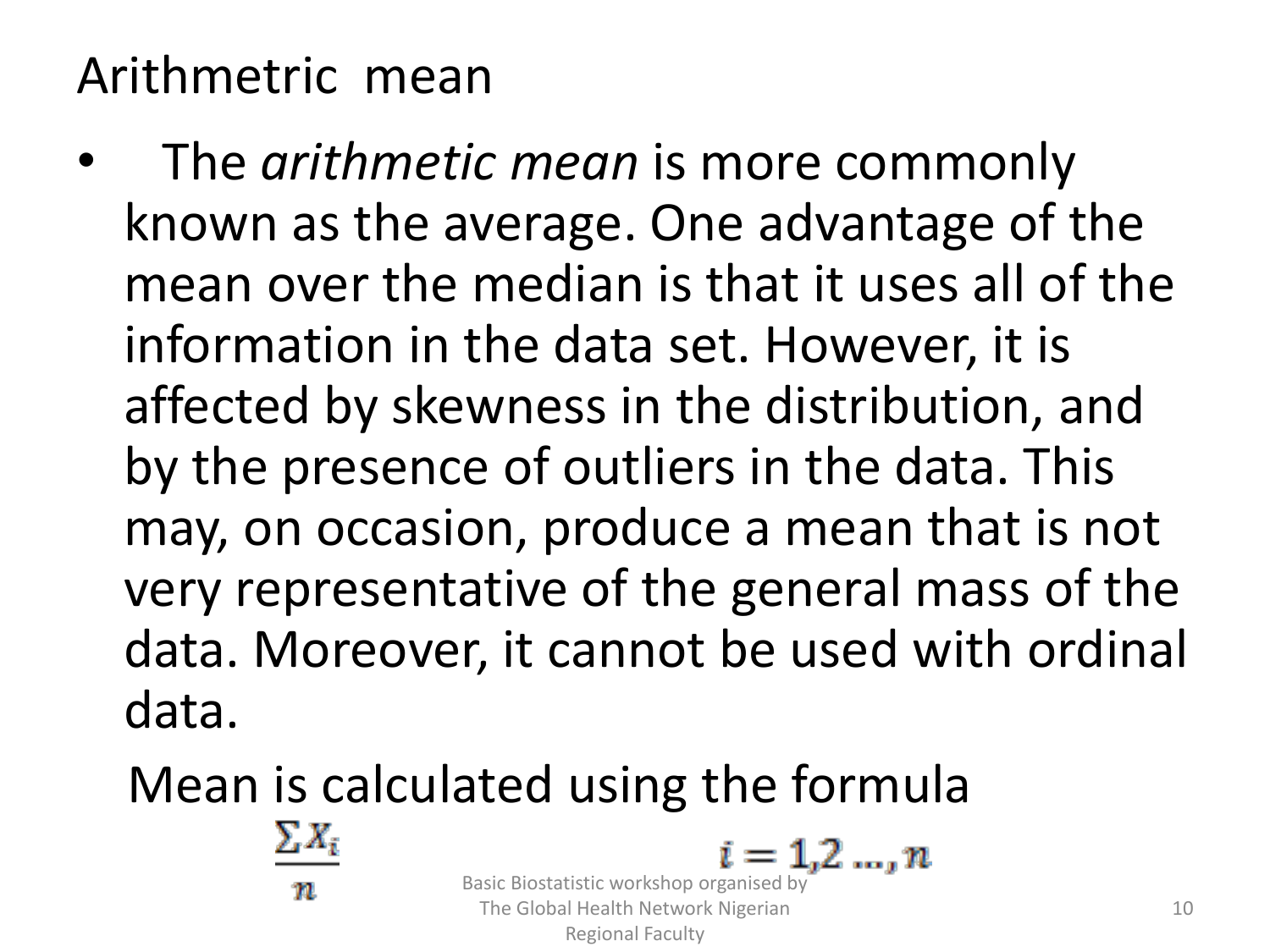# Arithmetic mean

- The *arithmetic mean* is more commonly known as the average. One advantage of the mean over the median is that it uses all of the information in the data set. However, it is affected by skewness in the distribution, and by the presence of outliers in the data. This may, on occasion, produce a mean that is not very representative of the general mass of the data. Moreover, it cannot be used with ordinal data.

Mean is calculated using the formula

$$\frac{\sum X_i}{n} \qquad i = 1,2 \ldots, n$$

Basic Biostatistic workshop organised by The Global Health Network Nigerian Regional Faculty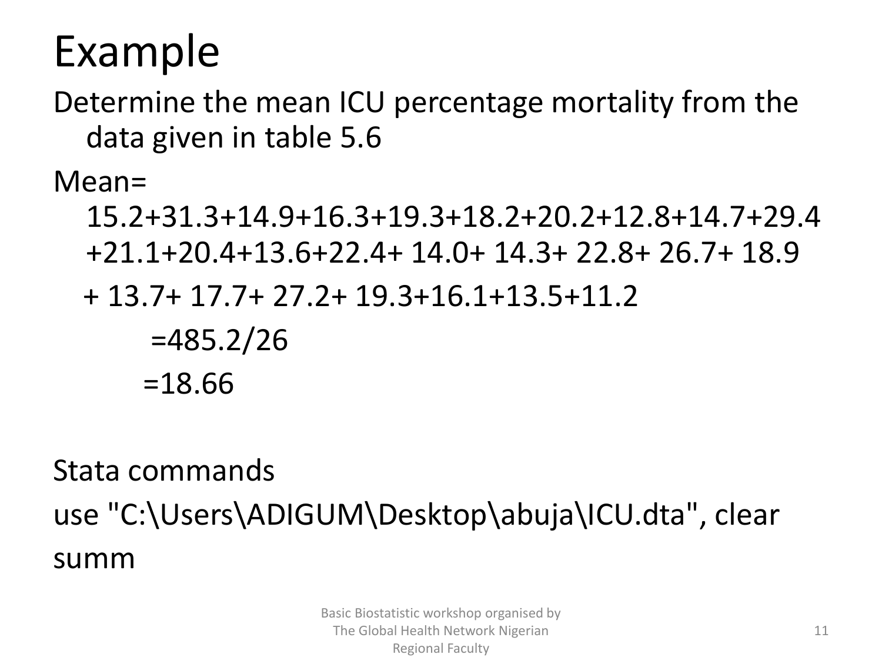# Example

Determine the mean ICU percentage mortality from the data given in table 5.6

Mean=
15.2+31.3+14.9+16.3+19.3+18.2+20.2+12.8+14.7+29.4 +21.1+20.4+13.6+22.4+ 14.0+ 14.3+ 22.8+ 26.7+ 18.9 + 13.7+ 17.7+ 27.2+ 19.3+16.1+13.5+11.2

=485.2/26

=18.66

Stata commands

```
use "C:\Users\ADIGUM\Desktop\abuja\ICU.dta", clear
summ
```

Basic Biostatistic workshop organised by The Global Health Network Nigerian Regional Faculty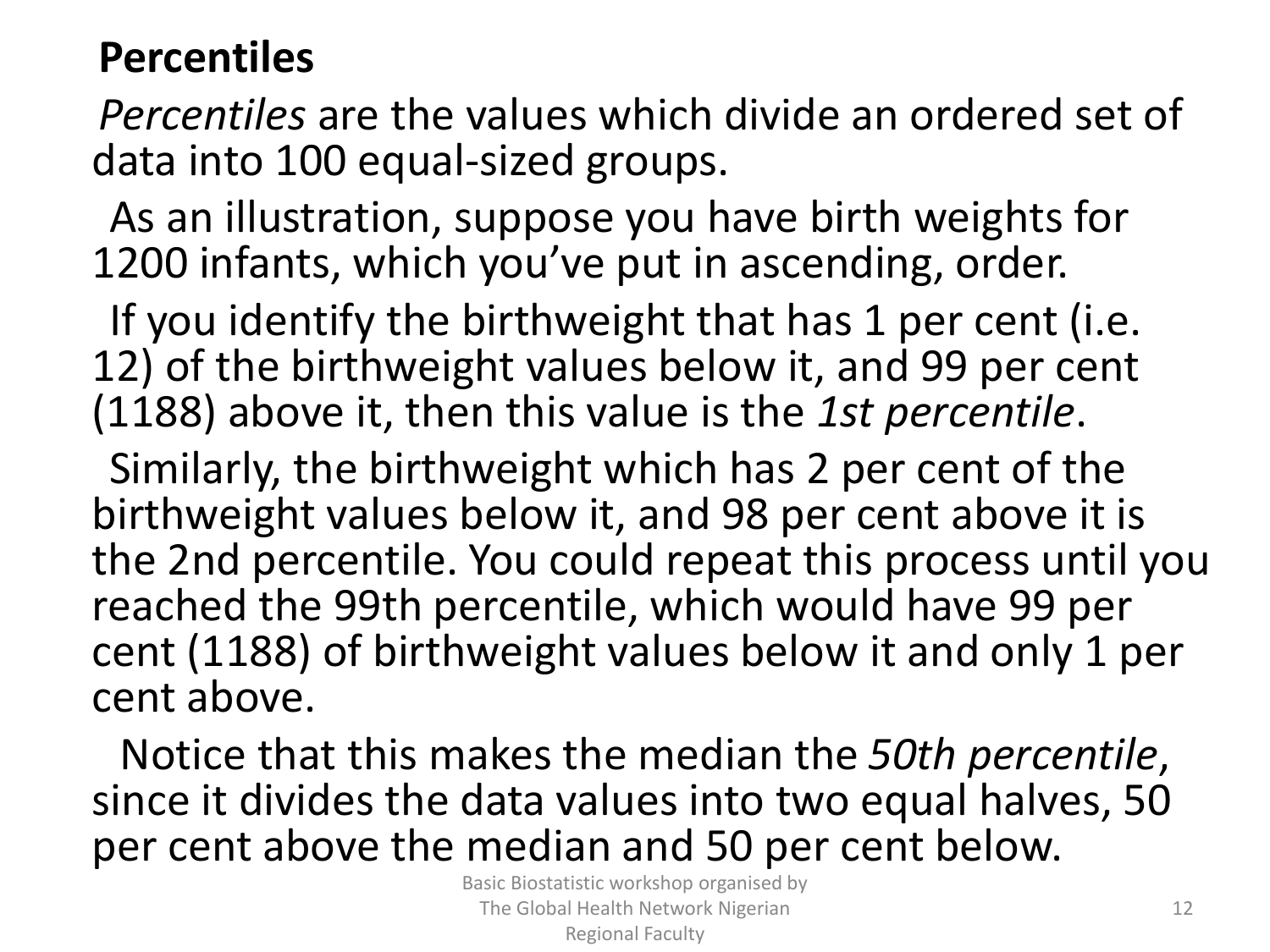**Percentiles**

*Percentiles* are the values which divide an ordered set of data into 100 equal-sized groups.

As an illustration, suppose you have birth weights for 1200 infants, which you've put in ascending, order.

If you identify the birthweight that has 1 per cent (i.e. 12) of the birthweight values below it, and 99 per cent (1188) above it, then this value is the *1st percentile*.

Similarly, the birthweight which has 2 per cent of the birthweight values below it, and 98 per cent above it is the 2nd percentile. You could repeat this process until you reached the 99th percentile, which would have 99 per cent (1188) of birthweight values below it and only 1 per cent above.

Notice that this makes the median the *50th percentile*, since it divides the data values into two equal halves, 50 per cent above the median and 50 per cent below.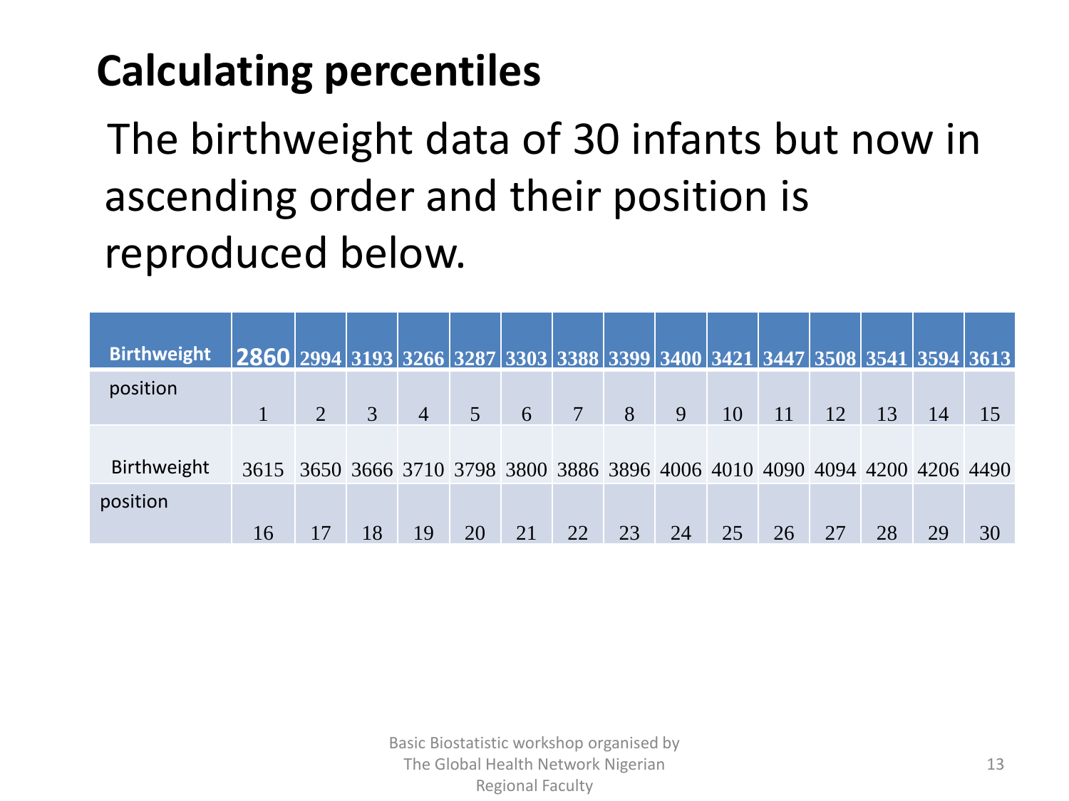## Calculating percentiles

The birthweight data of 30 infants but now in ascending order and their position is reproduced below.

| Birthweight | 2860 | 2994 | 3193 | 3266 | 3287 | 3303 | 3388 | 3399 | 3400 | 3421 | 3447 | 3508 | 3541 | 3594 | 3613 |
|---|---|---|---|---|---|---|---|---|---|---|---|---|---|---|---|
| position | 1 | 2 | 3 | 4 | 5 | 6 | 7 | 8 | 9 | 10 | 11 | 12 | 13 | 14 | 15 |
| Birthweight | 3615 | 3650 | 3666 | 3710 | 3798 | 3800 | 3886 | 3896 | 4006 | 4010 | 4090 | 4094 | 4200 | 4206 | 4490 |
| position | 16 | 17 | 18 | 19 | 20 | 21 | 22 | 23 | 24 | 25 | 26 | 27 | 28 | 29 | 30 |

Basic Biostatistic workshop organised by The Global Health Network Nigerian Regional Faculty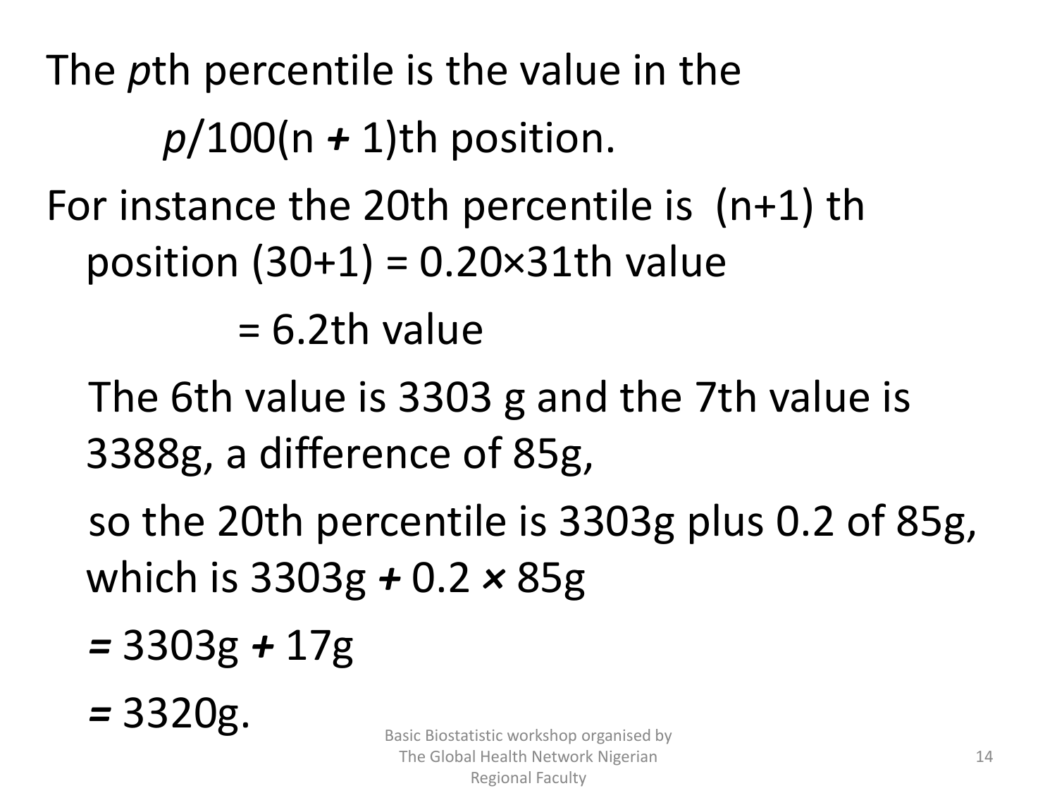The *p*th percentile is the value in the

$p/100(n + 1)$th position.

For instance the 20th percentile is (n+1) th position (30+1) = 0.20×31th value

= 6.2th value

The 6th value is 3303 g and the 7th value is 3388g, a difference of 85g,

so the 20th percentile is 3303g plus 0.2 of 85g, which is 3303g + 0.2 × 85g

= 3303g + 17g

= 3320g.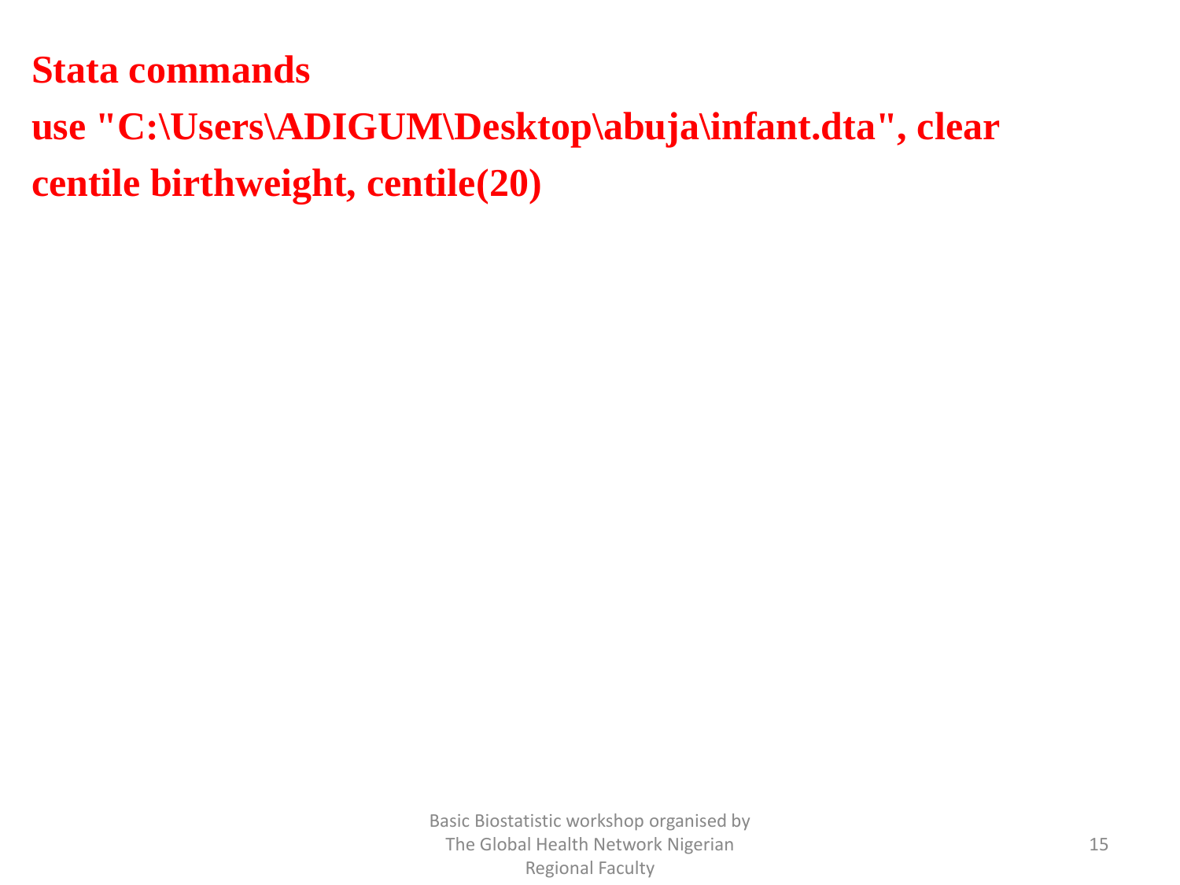**Stata commands**

```
use "C:\Users\ADIGUM\Desktop\abuja\infant.dta", clear
centile birthweight, centile(20)
```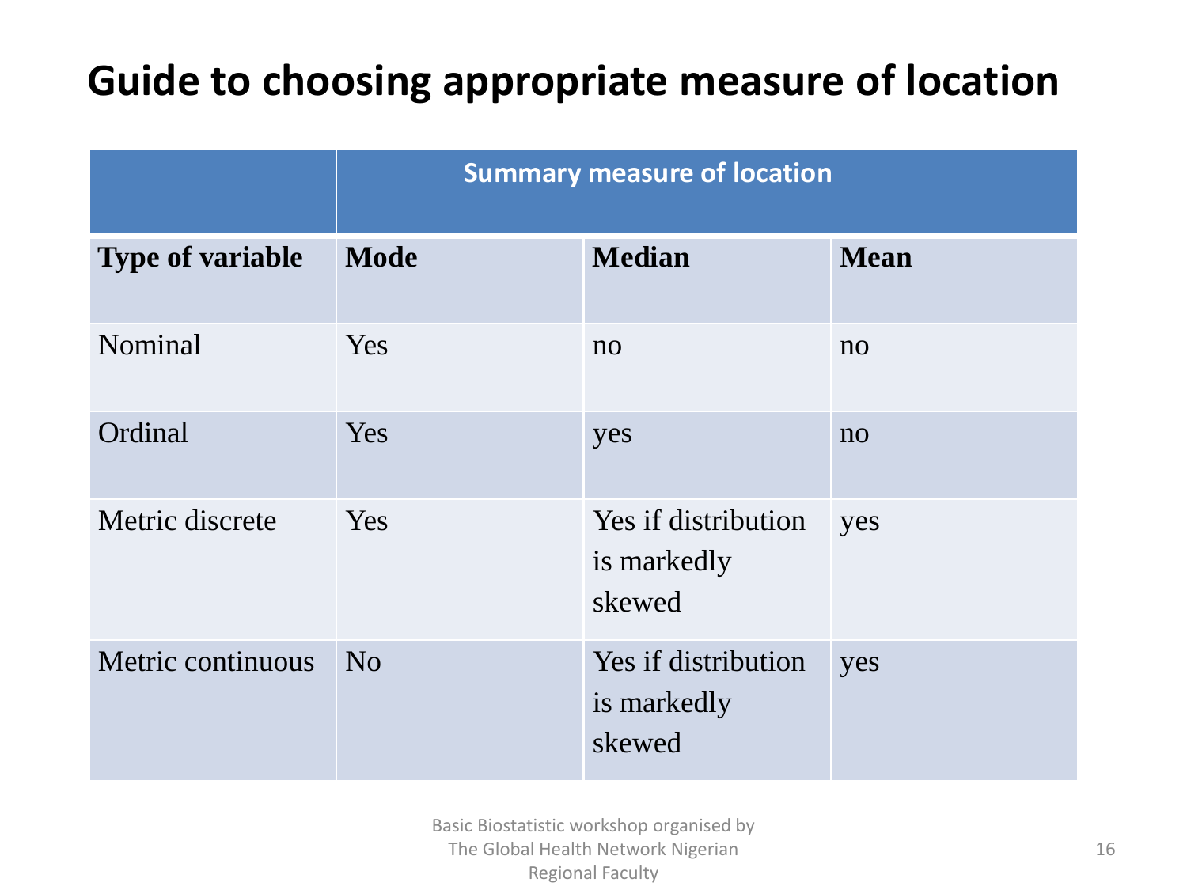# Guide to choosing appropriate measure of location

| | Summary measure of location | | |
|---|---|---|---|
| **Type of variable** | **Mode** | **Median** | **Mean** |
| Nominal | Yes | no | no |
| Ordinal | Yes | yes | no |
| Metric discrete | Yes | Yes if distribution is markedly skewed | yes |
| Metric continuous | No | Yes if distribution is markedly skewed | yes |

Basic Biostatistic workshop organised by The Global Health Network Nigerian Regional Faculty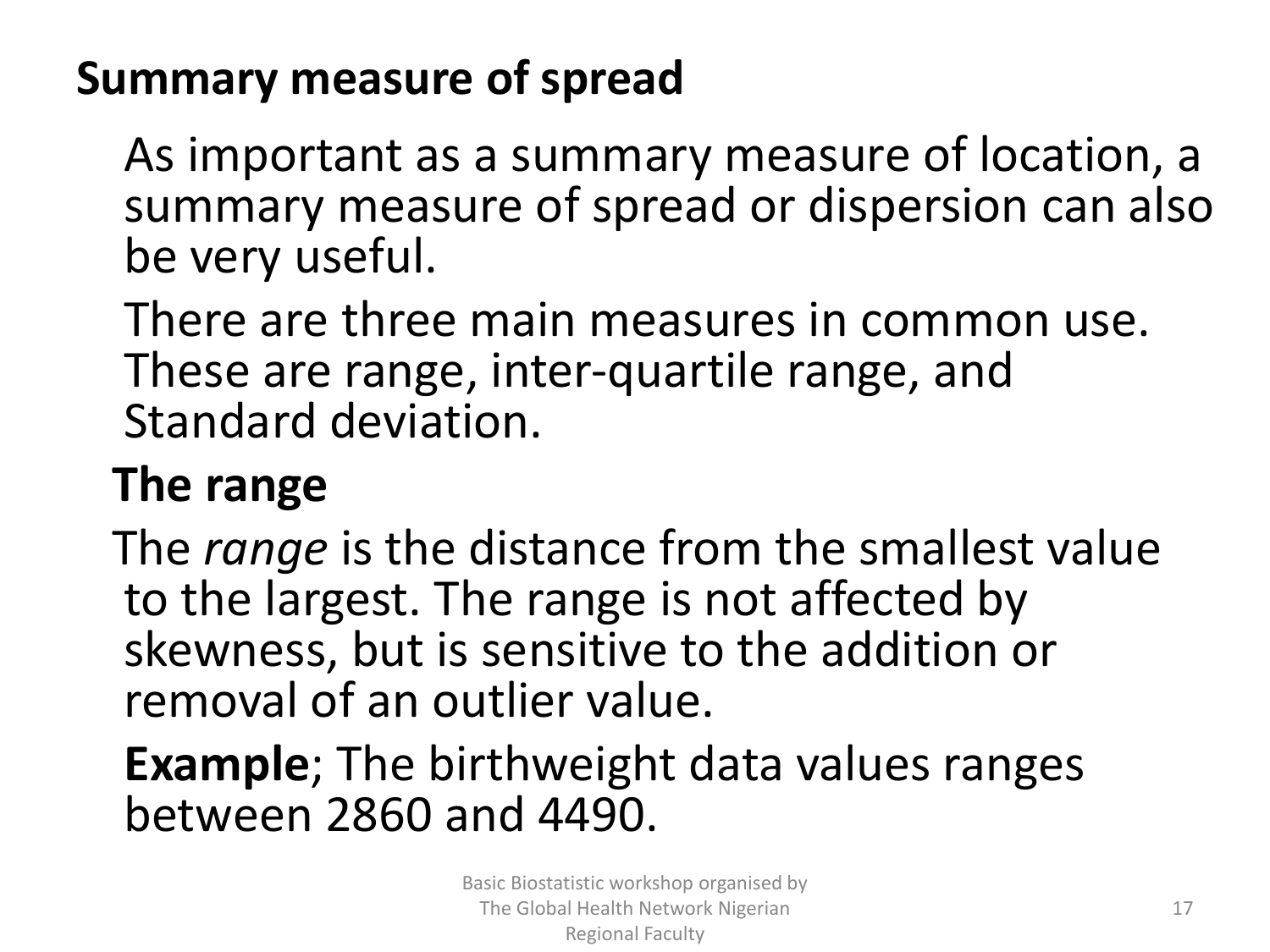## Summary measure of spread

As important as a summary measure of location, a summary measure of spread or dispersion can also be very useful.

There are three main measures in common use. These are range, inter-quartile range, and Standard deviation.

### The range

The *range* is the distance from the smallest value to the largest. The range is not affected by skewness, but is sensitive to the addition or removal of an outlier value.

**Example**; The birthweight data values ranges between 2860 and 4490.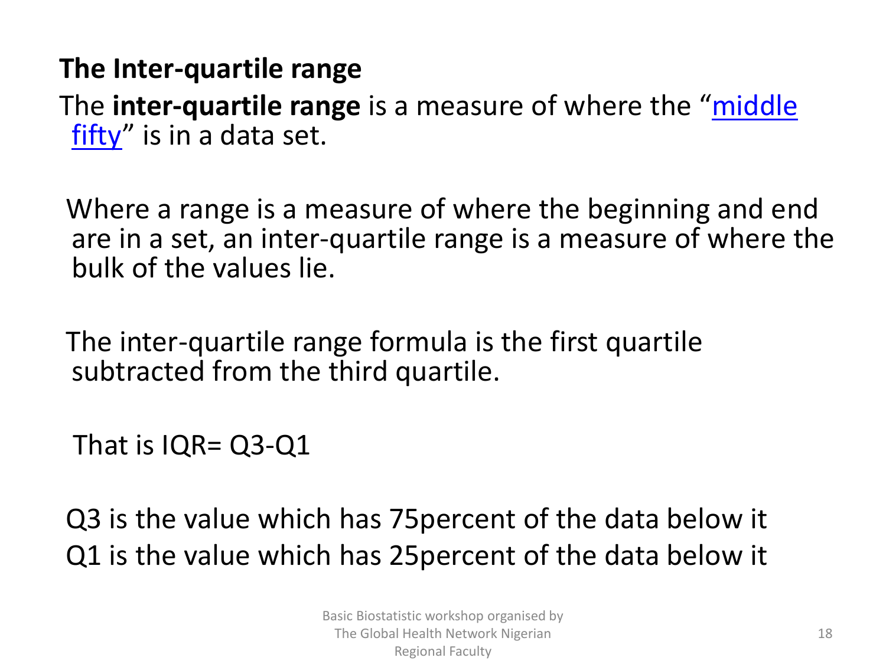## The Inter-quartile range

The **inter-quartile range** is a measure of where the "middle fifty" is in a data set.

Where a range is a measure of where the beginning and end are in a set, an inter-quartile range is a measure of where the bulk of the values lie.

The inter-quartile range formula is the first quartile subtracted from the third quartile.

That is $IQR = Q3 - Q1$

Q3 is the value which has 75percent of the data below it
Q1 is the value which has 25percent of the data below it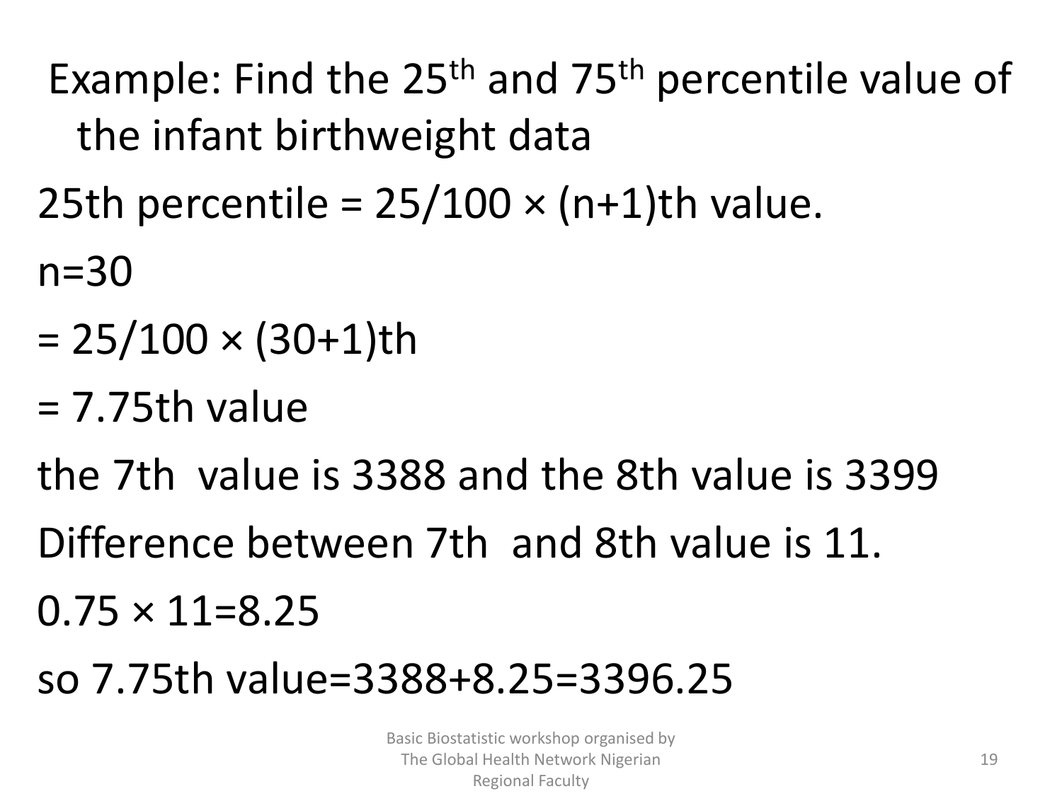Example: Find the 25th and 75th percentile value of the infant birthweight data

25th percentile = $25/100 \times (n+1)$th value.

$n=30$

$= 25/100 \times (30+1)$th

= 7.75th value

the 7th value is 3388 and the 8th value is 3399

Difference between 7th and 8th value is 11.

$0.75 \times 11=8.25$

so 7.75th value=3388+8.25=3396.25

Basic Biostatistic workshop organised by The Global Health Network Nigerian Regional Faculty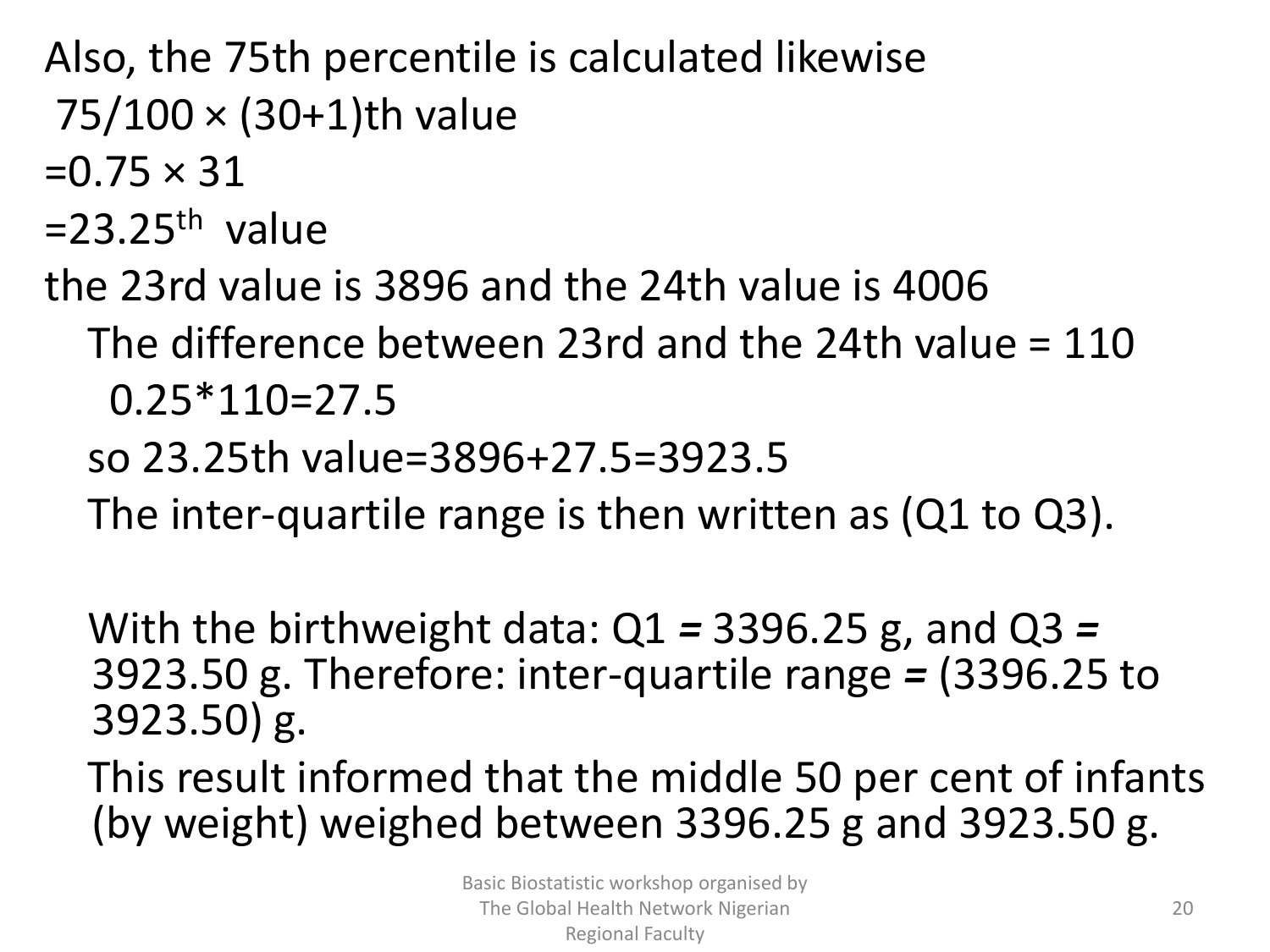Also, the 75th percentile is calculated likewise

$75/100 \times (30+1)$th value

$= 0.75 \times 31$

$= 23.25^{th}$ value

the 23rd value is 3896 and the 24th value is 4006

The difference between 23rd and the 24th value = 110

0.25*110=27.5

so 23.25th value=3896+27.5=3923.5

The inter-quartile range is then written as (Q1 to Q3).

With the birthweight data: Q1 *=* 3396.25 g, and Q3 *=* 3923.50 g. Therefore: inter-quartile range *=* (3396.25 to 3923.50) g.

This result informed that the middle 50 per cent of infants (by weight) weighed between 3396.25 g and 3923.50 g.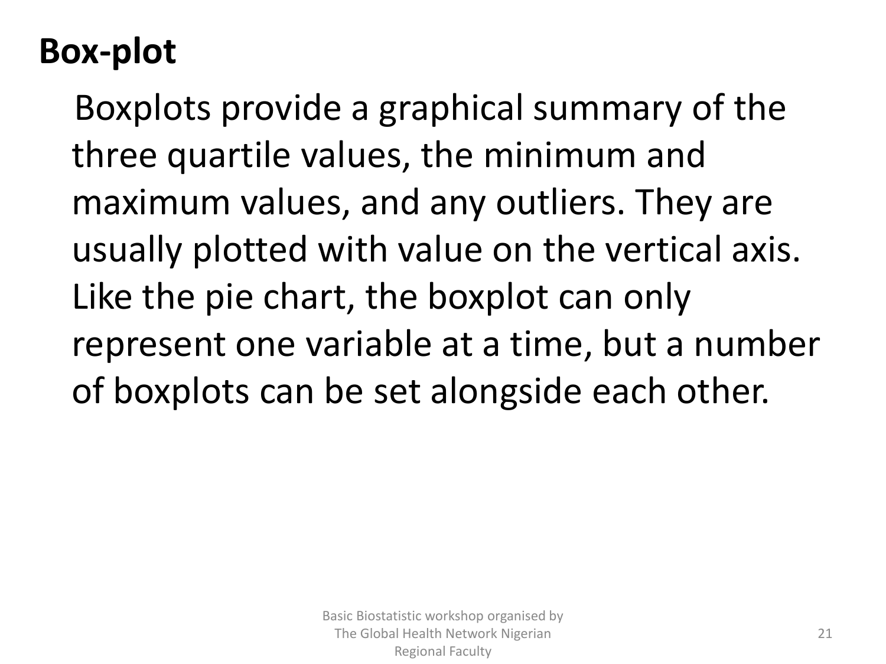## Box-plot

Boxplots provide a graphical summary of the three quartile values, the minimum and maximum values, and any outliers. They are usually plotted with value on the vertical axis. Like the pie chart, the boxplot can only represent one variable at a time, but a number of boxplots can be set alongside each other.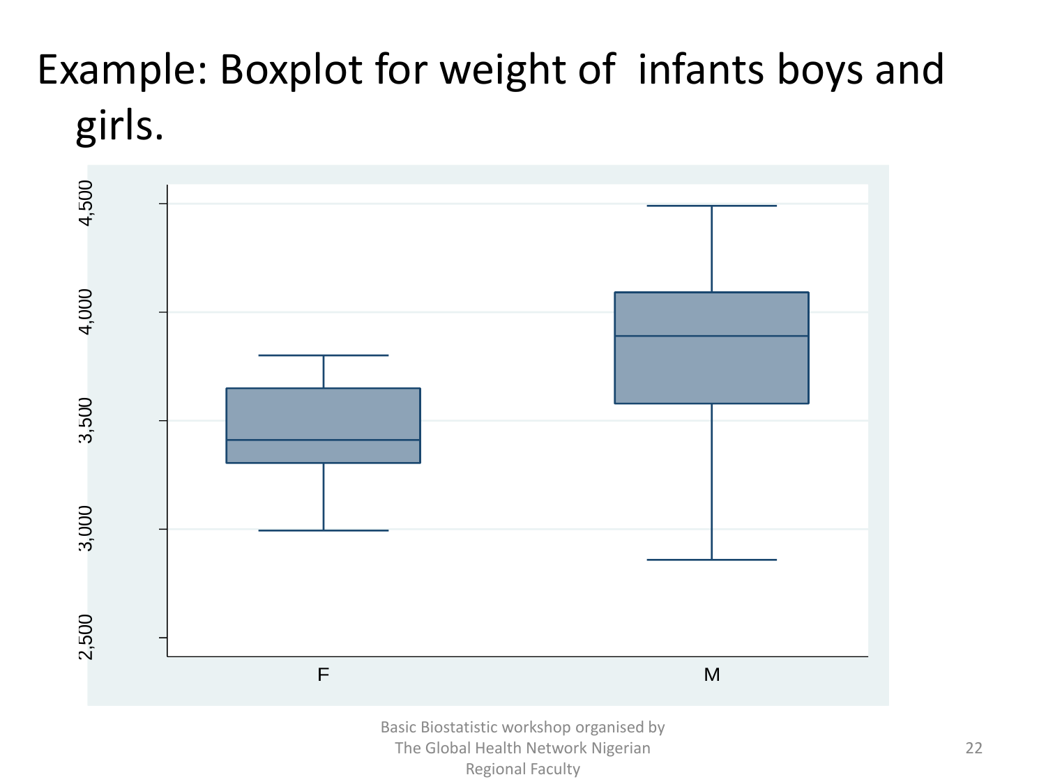# Example: Boxplot for weight of infants boys and girls.

4,500

4,000

3,500

3,000

2,500

F

M

Basic Biostatistic workshop organised by The Global Health Network Nigerian Regional Faculty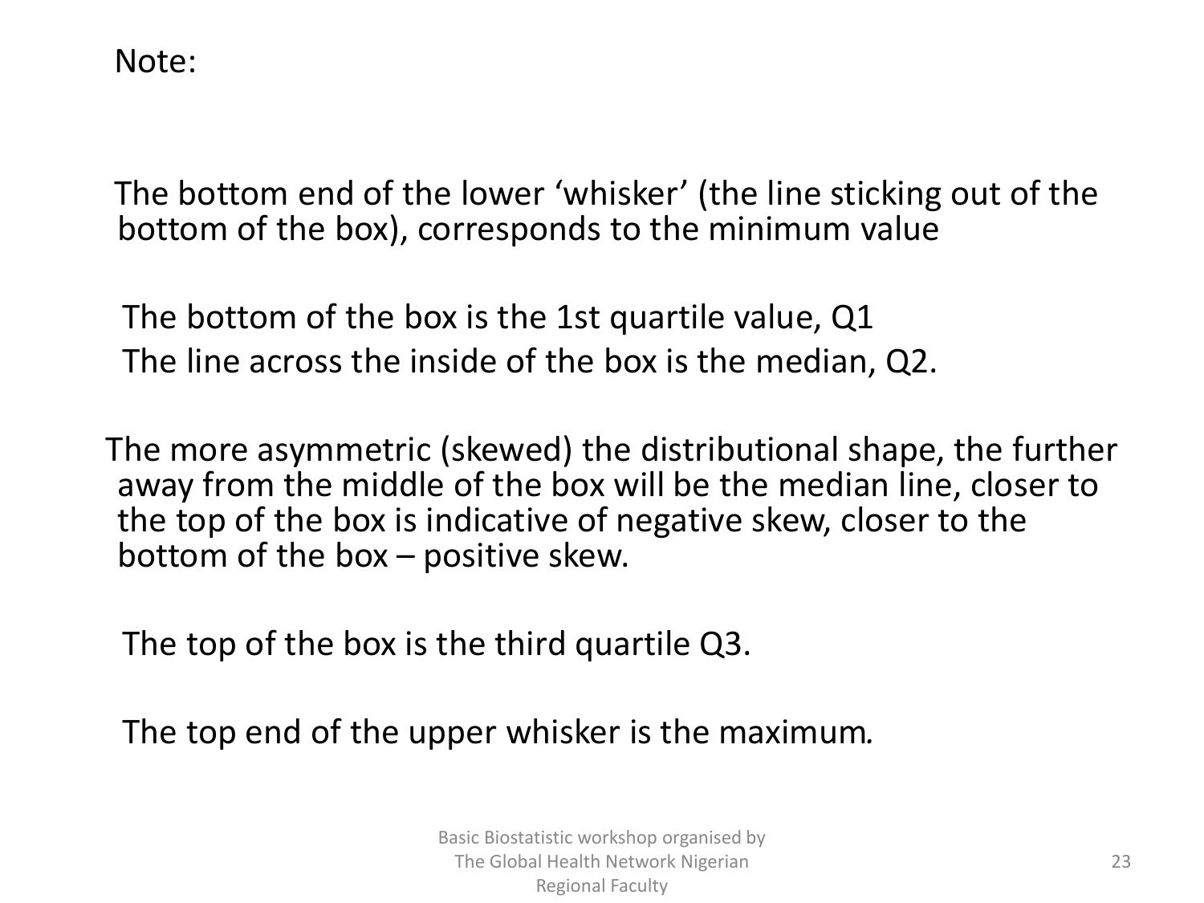Note:

The bottom end of the lower 'whisker' (the line sticking out of the bottom of the box), corresponds to the minimum value

The bottom of the box is the 1st quartile value, Q1

The line across the inside of the box is the median, Q2.

The more asymmetric (skewed) the distributional shape, the further away from the middle of the box will be the median line, closer to the top of the box is indicative of negative skew, closer to the bottom of the box – positive skew.

The top of the box is the third quartile Q3.

The top end of the upper whisker is the maximum.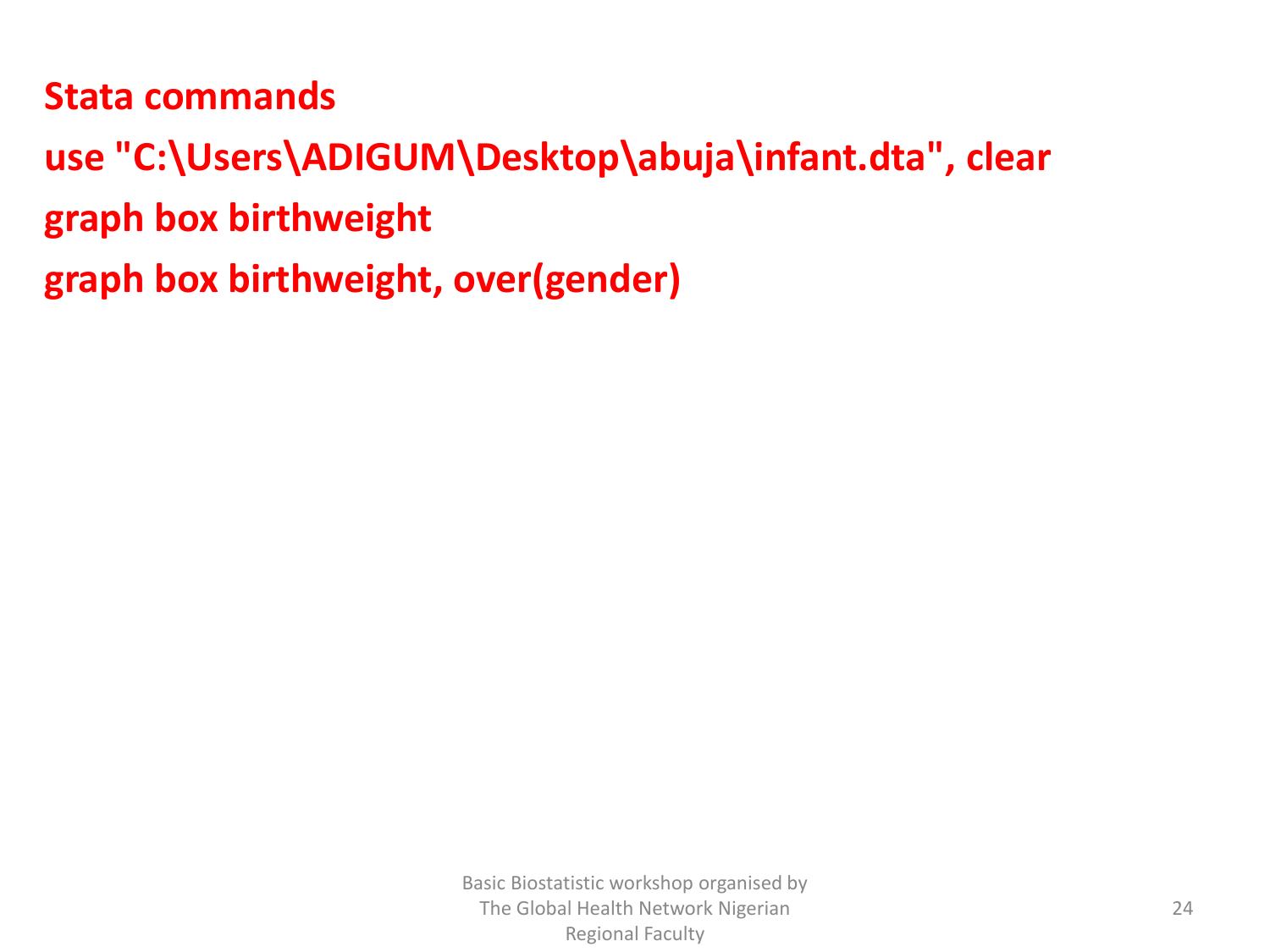**Stata commands**

```
use "C:\Users\ADIGUM\Desktop\abuja\infant.dta", clear
graph box birthweight
graph box birthweight, over(gender)
```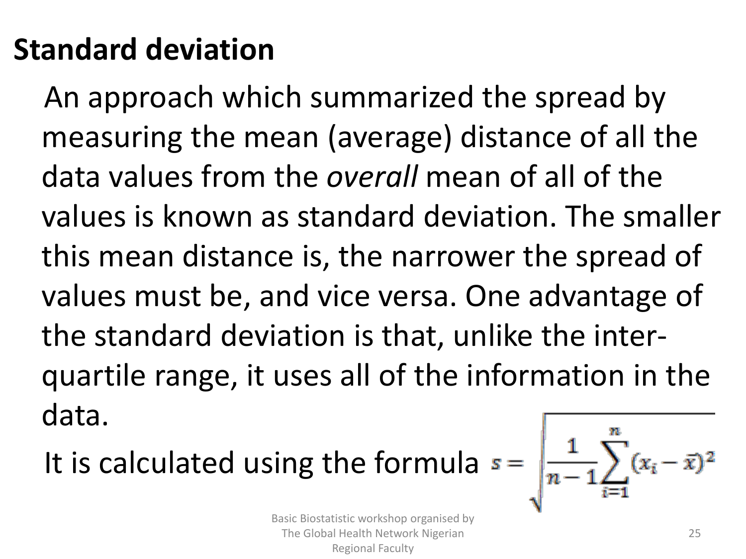## Standard deviation

An approach which summarized the spread by measuring the mean (average) distance of all the data values from the *overall* mean of all of the values is known as standard deviation. The smaller this mean distance is, the narrower the spread of values must be, and vice versa. One advantage of the standard deviation is that, unlike the inter-quartile range, it uses all of the information in the data.

It is calculated using the formula $s = \sqrt{\frac{1}{n-1}\sum_{i=1}^{n}(x_i - \bar{x})^2}$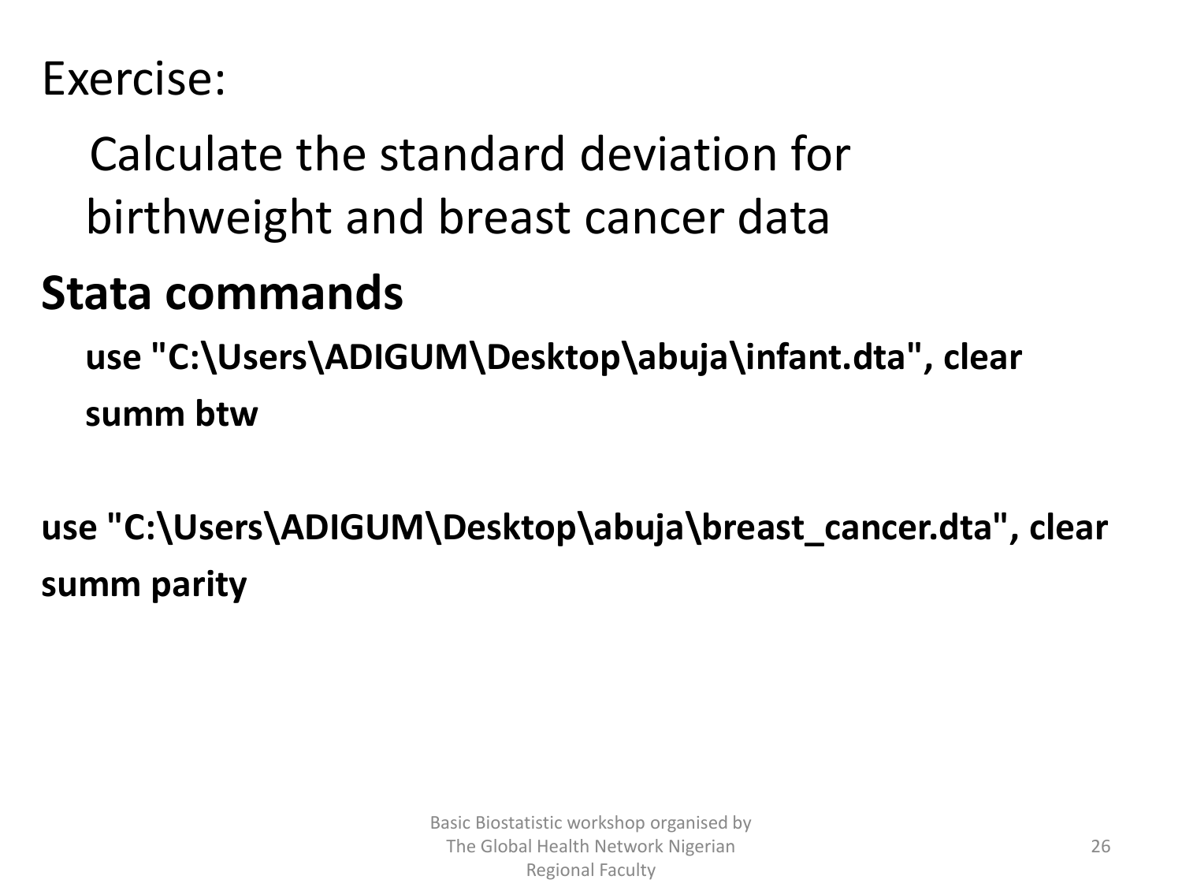Exercise:

Calculate the standard deviation for birthweight and breast cancer data

**Stata commands**

```
use "C:\Users\ADIGUM\Desktop\abuja\infant.dta", clear
summ btw
```

```
use "C:\Users\ADIGUM\Desktop\abuja\breast_cancer.dta", clear
summ parity
```

Basic Biostatistic workshop organised by The Global Health Network Nigerian Regional Faculty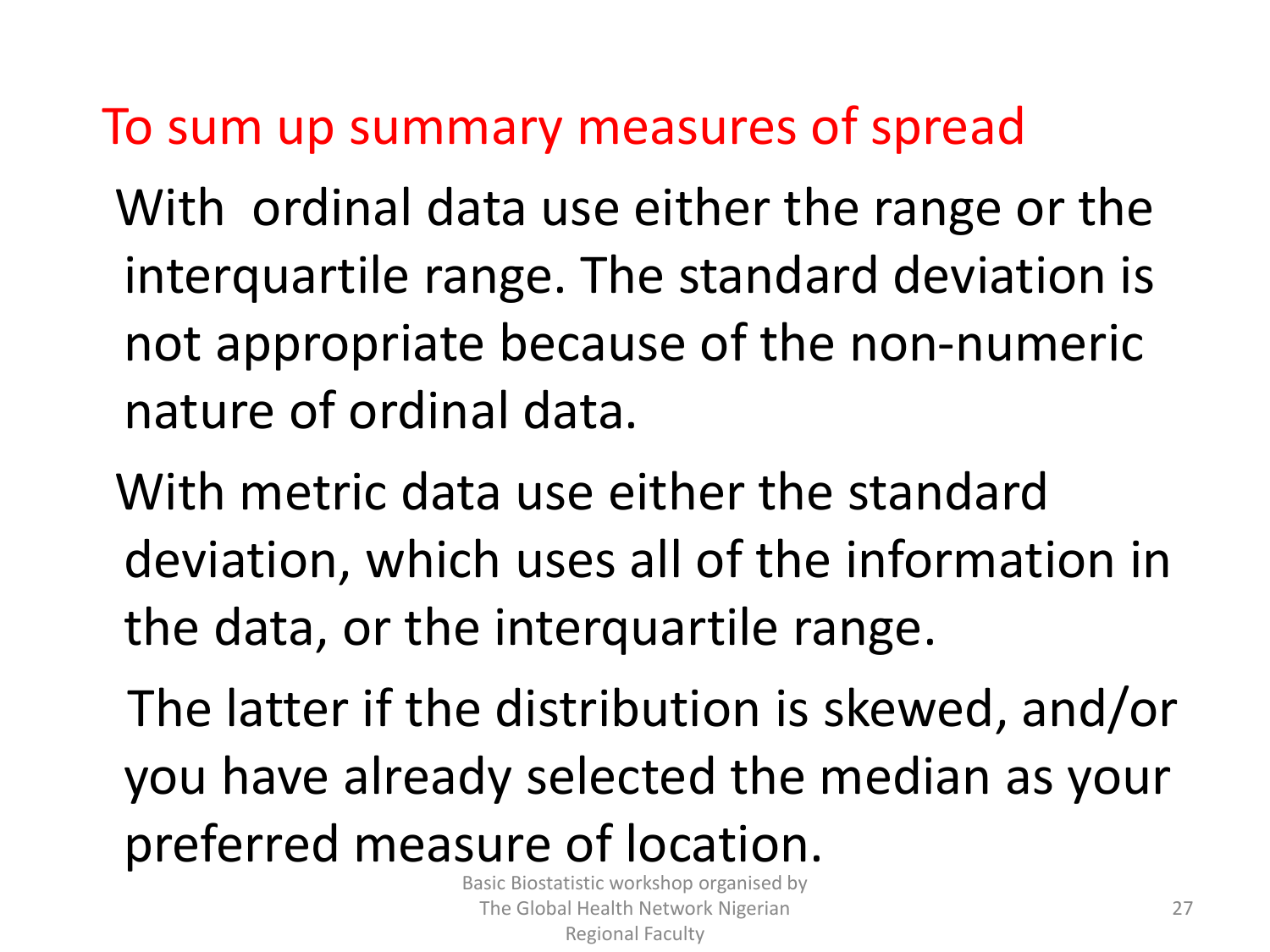## To sum up summary measures of spread

With ordinal data use either the range or the interquartile range. The standard deviation is not appropriate because of the non-numeric nature of ordinal data.

With metric data use either the standard deviation, which uses all of the information in the data, or the interquartile range.

The latter if the distribution is skewed, and/or you have already selected the median as your preferred measure of location.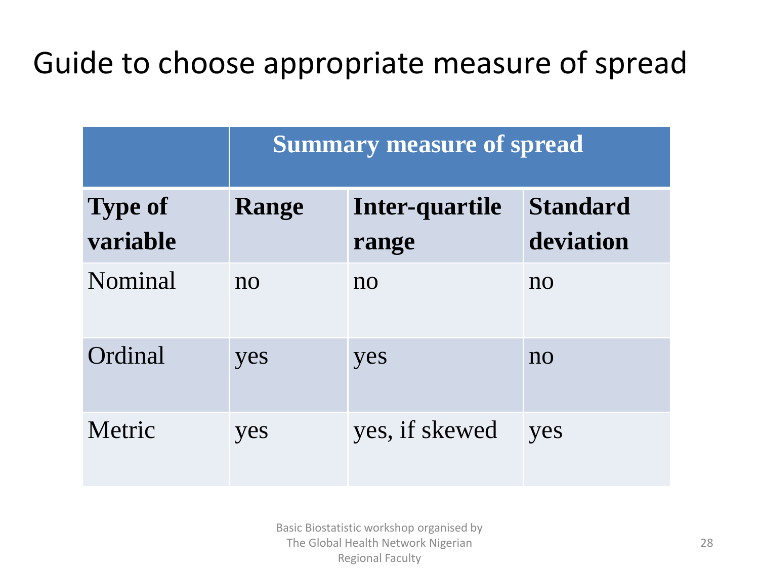# Guide to choose appropriate measure of spread

| | Summary measure of spread | | |
|---|---|---|---|
| **Type of variable** | **Range** | **Inter-quartile range** | **Standard deviation** |
| Nominal | no | no | no |
| Ordinal | yes | yes | no |
| Metric | yes | yes, if skewed | yes |

Basic Biostatistic workshop organised by The Global Health Network Nigerian Regional Faculty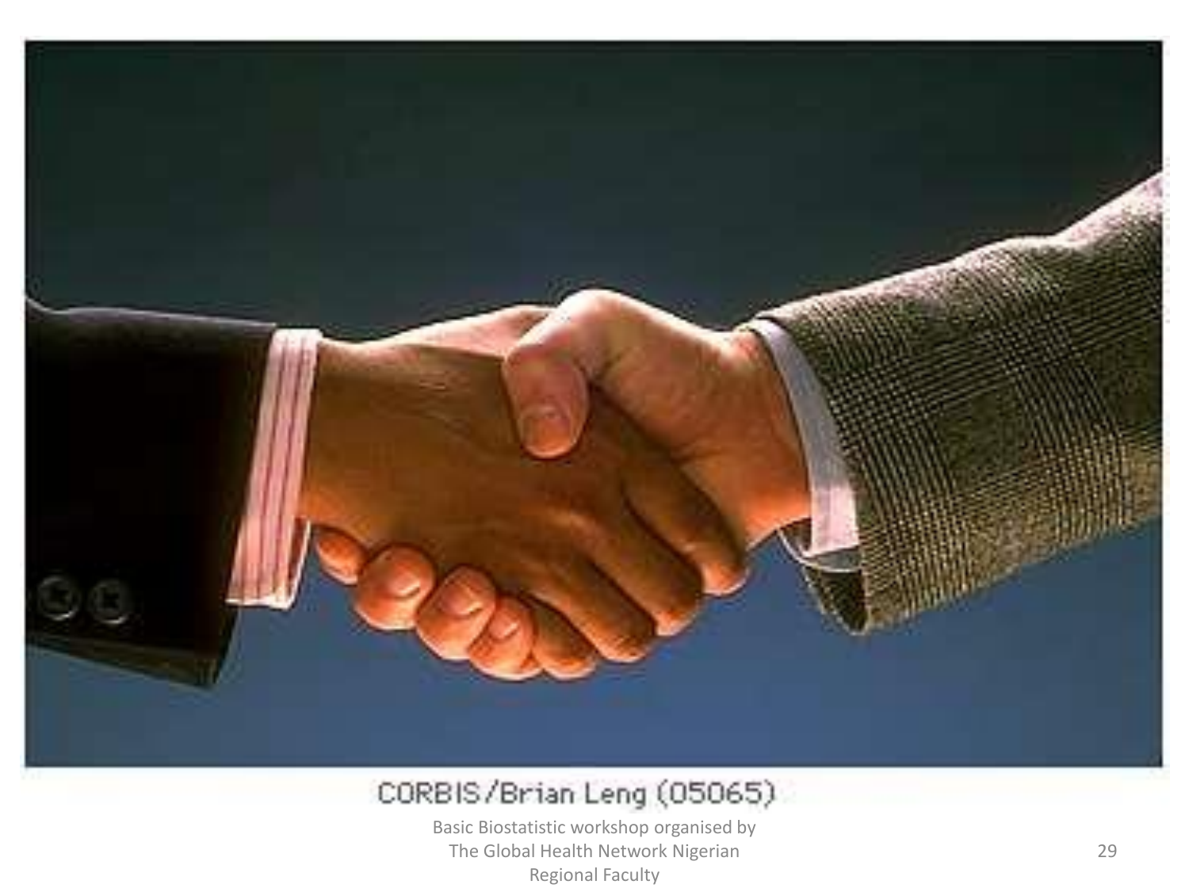CORBIS/Brian Leng (05065)